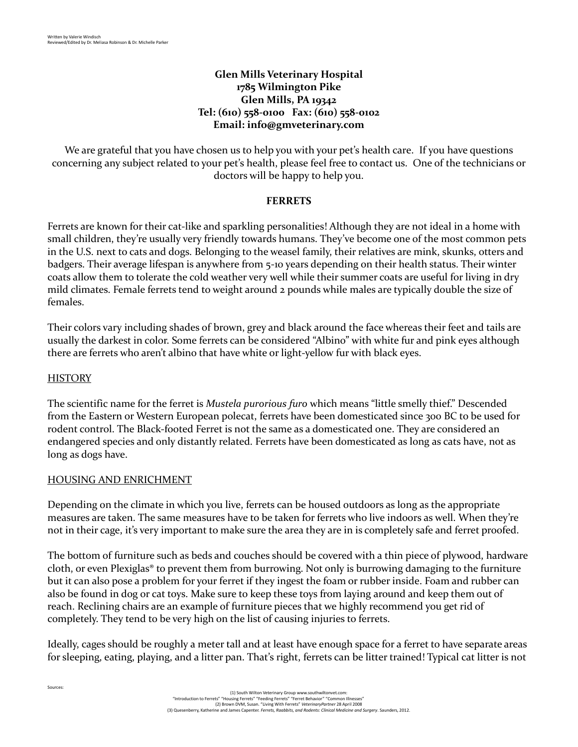Written by Valerie Windisch
Reviewed/Edited by Dr. Meliasa Robinson & Dr. Michelle Parker

**Glen Mills Veterinary Hospital**
**1785 Wilmington Pike**
**Glen Mills, PA 19342**
**Tel: (610) 558-0100 Fax: (610) 558-0102**
**Email: info@gmveterinary.com**

We are grateful that you have chosen us to help you with your pet's health care. If you have questions concerning any subject related to your pet's health, please feel free to contact us. One of the technicians or doctors will be happy to help you.

## FERRETS

Ferrets are known for their cat-like and sparkling personalities! Although they are not ideal in a home with small children, they're usually very friendly towards humans. They've become one of the most common pets in the U.S. next to cats and dogs. Belonging to the weasel family, their relatives are mink, skunks, otters and badgers. Their average lifespan is anywhere from 5-10 years depending on their health status. Their winter coats allow them to tolerate the cold weather very well while their summer coats are useful for living in dry mild climates. Female ferrets tend to weight around 2 pounds while males are typically double the size of females.

Their colors vary including shades of brown, grey and black around the face whereas their feet and tails are usually the darkest in color. Some ferrets can be considered "Albino" with white fur and pink eyes although there are ferrets who aren't albino that have white or light-yellow fur with black eyes.

### HISTORY

The scientific name for the ferret is *Mustela purorious furo* which means "little smelly thief." Descended from the Eastern or Western European polecat, ferrets have been domesticated since 300 BC to be used for rodent control. The Black-footed Ferret is not the same as a domesticated one. They are considered an endangered species and only distantly related. Ferrets have been domesticated as long as cats have, not as long as dogs have.

### HOUSING AND ENRICHMENT

Depending on the climate in which you live, ferrets can be housed outdoors as long as the appropriate measures are taken. The same measures have to be taken for ferrets who live indoors as well. When they're not in their cage, it's very important to make sure the area they are in is completely safe and ferret proofed.

The bottom of furniture such as beds and couches should be covered with a thin piece of plywood, hardware cloth, or even Plexiglas® to prevent them from burrowing. Not only is burrowing damaging to the furniture but it can also pose a problem for your ferret if they ingest the foam or rubber inside. Foam and rubber can also be found in dog or cat toys. Make sure to keep these toys from laying around and keep them out of reach. Reclining chairs are an example of furniture pieces that we highly recommend you get rid of completely. They tend to be very high on the list of causing injuries to ferrets.

Ideally, cages should be roughly a meter tall and at least have enough space for a ferret to have separate areas for sleeping, eating, playing, and a litter pan. That's right, ferrets can be litter trained! Typical cat litter is not

Sources:

(1) South Wilton Veterinary Group www.southwiltonvet.com:
"Introduction to Ferrets" "Housing Ferrets" "Feeding Ferrets" "Ferret Behavior" "Common Illnesses"
(2) Brown DVM, Susan. "Living With Ferrets" *VeterinaryPartner* 28 April 2008
(3) Quesenberry, Katherine and James Capenter. *Ferrets, Raabbits, and Rodents: Clinical Medicine and Surgery*. Saunders, 2012.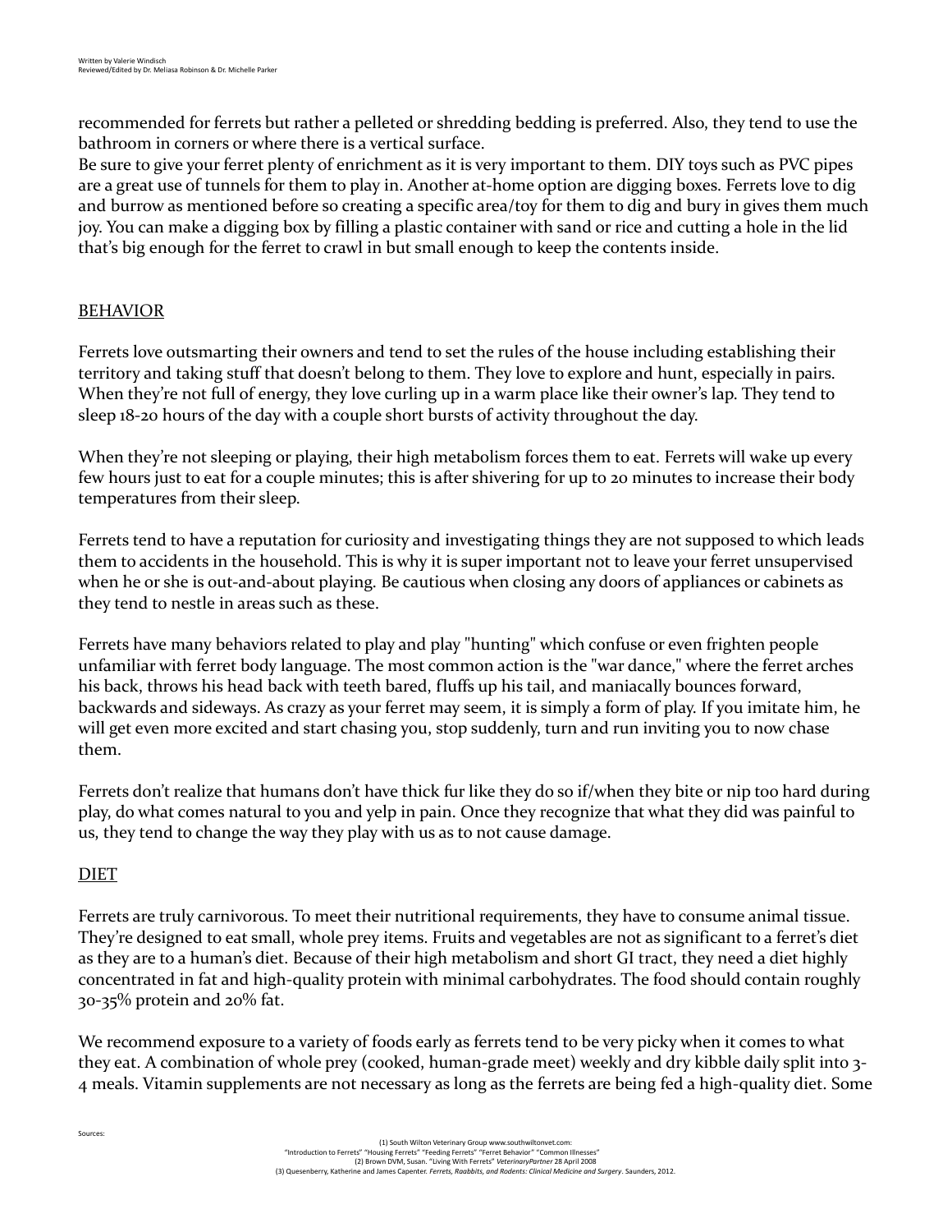recommended for ferrets but rather a pelleted or shredding bedding is preferred. Also, they tend to use the bathroom in corners or where there is a vertical surface.
Be sure to give your ferret plenty of enrichment as it is very important to them. DIY toys such as PVC pipes are a great use of tunnels for them to play in. Another at-home option are digging boxes. Ferrets love to dig and burrow as mentioned before so creating a specific area/toy for them to dig and bury in gives them much joy. You can make a digging box by filling a plastic container with sand or rice and cutting a hole in the lid that's big enough for the ferret to crawl in but small enough to keep the contents inside.

## BEHAVIOR

Ferrets love outsmarting their owners and tend to set the rules of the house including establishing their territory and taking stuff that doesn't belong to them. They love to explore and hunt, especially in pairs. When they're not full of energy, they love curling up in a warm place like their owner's lap. They tend to sleep 18-20 hours of the day with a couple short bursts of activity throughout the day.

When they're not sleeping or playing, their high metabolism forces them to eat. Ferrets will wake up every few hours just to eat for a couple minutes; this is after shivering for up to 20 minutes to increase their body temperatures from their sleep.

Ferrets tend to have a reputation for curiosity and investigating things they are not supposed to which leads them to accidents in the household. This is why it is super important not to leave your ferret unsupervised when he or she is out-and-about playing. Be cautious when closing any doors of appliances or cabinets as they tend to nestle in areas such as these.

Ferrets have many behaviors related to play and play "hunting" which confuse or even frighten people unfamiliar with ferret body language. The most common action is the "war dance," where the ferret arches his back, throws his head back with teeth bared, fluffs up his tail, and maniacally bounces forward, backwards and sideways. As crazy as your ferret may seem, it is simply a form of play. If you imitate him, he will get even more excited and start chasing you, stop suddenly, turn and run inviting you to now chase them.

Ferrets don't realize that humans don't have thick fur like they do so if/when they bite or nip too hard during play, do what comes natural to you and yelp in pain. Once they recognize that what they did was painful to us, they tend to change the way they play with us as to not cause damage.

## DIET

Ferrets are truly carnivorous. To meet their nutritional requirements, they have to consume animal tissue. They're designed to eat small, whole prey items. Fruits and vegetables are not as significant to a ferret's diet as they are to a human's diet. Because of their high metabolism and short GI tract, they need a diet highly concentrated in fat and high-quality protein with minimal carbohydrates. The food should contain roughly 30-35% protein and 20% fat.

We recommend exposure to a variety of foods early as ferrets tend to be very picky when it comes to what they eat. A combination of whole prey (cooked, human-grade meet) weekly and dry kibble daily split into 3-4 meals. Vitamin supplements are not necessary as long as the ferrets are being fed a high-quality diet. Some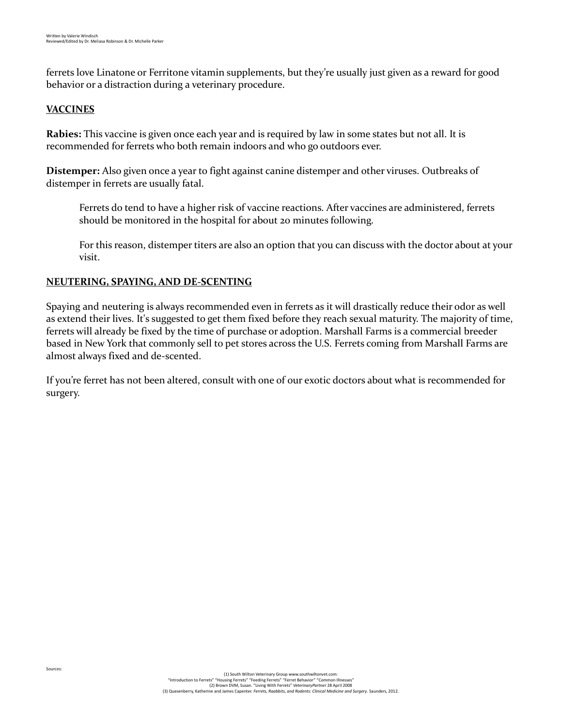ferrets love Linatone or Ferritone vitamin supplements, but they're usually just given as a reward for good behavior or a distraction during a veterinary procedure.

## VACCINES

**Rabies:** This vaccine is given once each year and is required by law in some states but not all. It is recommended for ferrets who both remain indoors and who go outdoors ever.

**Distemper:** Also given once a year to fight against canine distemper and other viruses. Outbreaks of distemper in ferrets are usually fatal.

> Ferrets do tend to have a higher risk of vaccine reactions. After vaccines are administered, ferrets should be monitored in the hospital for about 20 minutes following.
>
> For this reason, distemper titers are also an option that you can discuss with the doctor about at your visit.

## NEUTERING, SPAYING, AND DE-SCENTING

Spaying and neutering is always recommended even in ferrets as it will drastically reduce their odor as well as extend their lives. It's suggested to get them fixed before they reach sexual maturity. The majority of time, ferrets will already be fixed by the time of purchase or adoption. Marshall Farms is a commercial breeder based in New York that commonly sell to pet stores across the U.S. Ferrets coming from Marshall Farms are almost always fixed and de-scented.

If you're ferret has not been altered, consult with one of our exotic doctors about what is recommended for surgery.

Sources:

(1) South Wilton Veterinary Group www.southwiltonvet.com:
"Introduction to Ferrets" "Housing Ferrets" "Feeding Ferrets" "Ferret Behavior" "Common Illnesses"
(2) Brown DVM, Susan. "Living With Ferrets" *VeterinaryPartner* 28 April 2008
(3) Quesenberry, Katherine and James Capenter. *Ferrets, Raabbits, and Rodents: Clinical Medicine and Surgery*. Saunders, 2012.